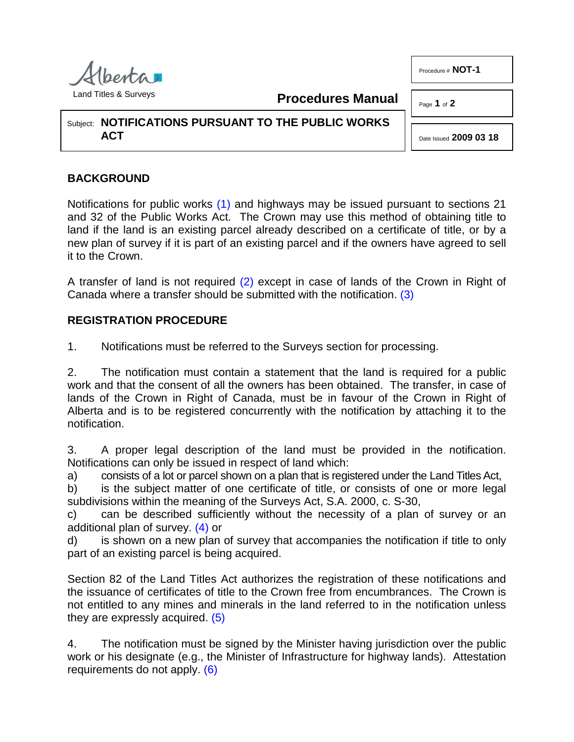Alberta
Land Titles & Surveys

**Procedures Manual**

Procedure # **NOT-1**

Date Issued **2009 03 18**

Subject: **NOTIFICATIONS PURSUANT TO THE PUBLIC WORKS ACT**

## BACKGROUND

Notifications for public works (1) and highways may be issued pursuant to sections 21 and 32 of the Public Works Act. The Crown may use this method of obtaining title to land if the land is an existing parcel already described on a certificate of title, or by a new plan of survey if it is part of an existing parcel and if the owners have agreed to sell it to the Crown.

A transfer of land is not required (2) except in case of lands of the Crown in Right of Canada where a transfer should be submitted with the notification. (3)

## REGISTRATION PROCEDURE

1. Notifications must be referred to the Surveys section for processing.

2. The notification must contain a statement that the land is required for a public work and that the consent of all the owners has been obtained. The transfer, in case of lands of the Crown in Right of Canada, must be in favour of the Crown in Right of Alberta and is to be registered concurrently with the notification by attaching it to the notification.

3. A proper legal description of the land must be provided in the notification. Notifications can only be issued in respect of land which:

a) consists of a lot or parcel shown on a plan that is registered under the Land Titles Act,
b) is the subject matter of one certificate of title, or consists of one or more legal subdivisions within the meaning of the Surveys Act, S.A. 2000, c. S-30,
c) can be described sufficiently without the necessity of a plan of survey or an additional plan of survey. (4) or
d) is shown on a new plan of survey that accompanies the notification if title to only part of an existing parcel is being acquired.

Section 82 of the Land Titles Act authorizes the registration of these notifications and the issuance of certificates of title to the Crown free from encumbrances. The Crown is not entitled to any mines and minerals in the land referred to in the notification unless they are expressly acquired. (5)

4. The notification must be signed by the Minister having jurisdiction over the public work or his designate (e.g., the Minister of Infrastructure for highway lands). Attestation requirements do not apply. (6)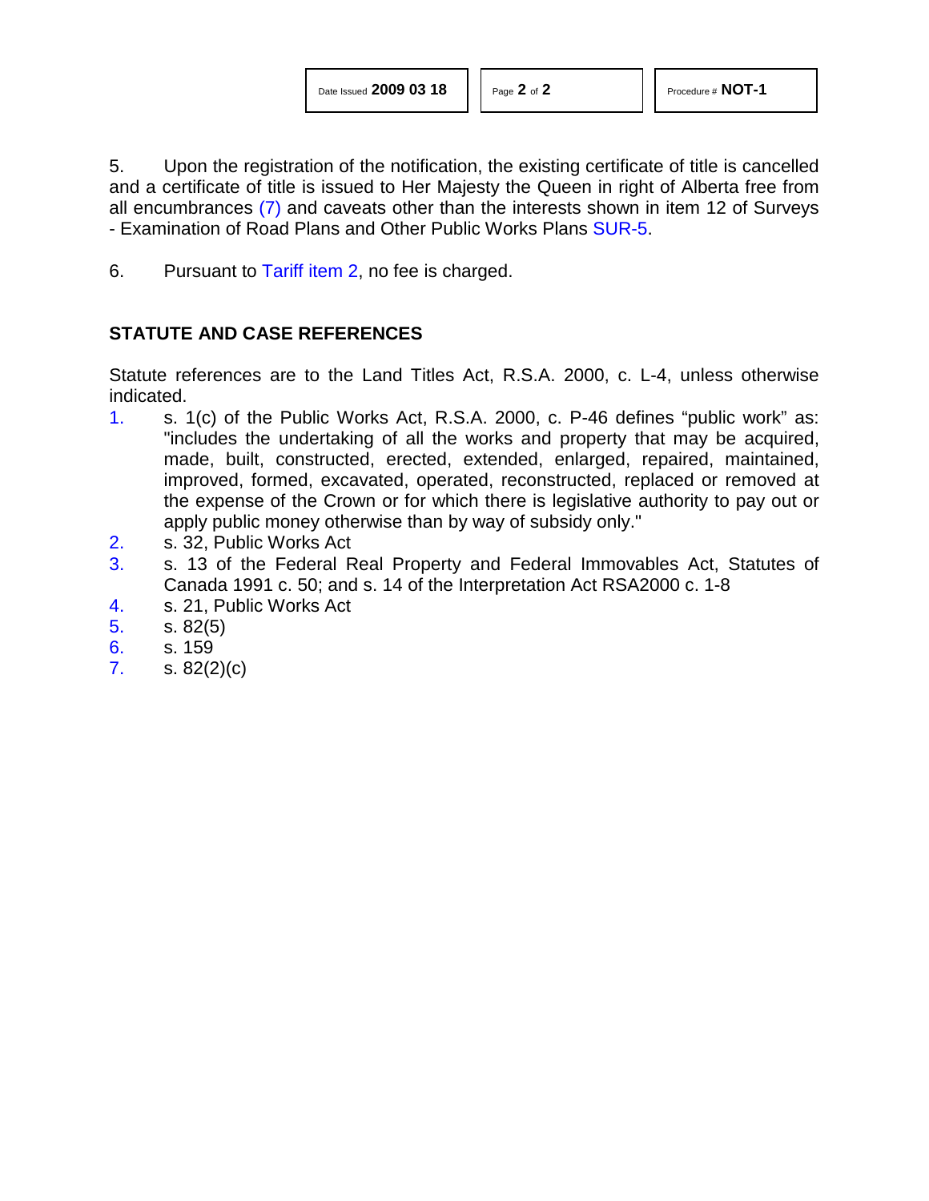5. Upon the registration of the notification, the existing certificate of title is cancelled and a certificate of title is issued to Her Majesty the Queen in right of Alberta free from all encumbrances (7) and caveats other than the interests shown in item 12 of Surveys - Examination of Road Plans and Other Public Works Plans SUR-5.

6. Pursuant to Tariff item 2, no fee is charged.

## STATUTE AND CASE REFERENCES

Statute references are to the Land Titles Act, R.S.A. 2000, c. L-4, unless otherwise indicated.

1. s. 1(c) of the Public Works Act, R.S.A. 2000, c. P-46 defines "public work" as: "includes the undertaking of all the works and property that may be acquired, made, built, constructed, erected, extended, enlarged, repaired, maintained, improved, formed, excavated, operated, reconstructed, replaced or removed at the expense of the Crown or for which there is legislative authority to pay out or apply public money otherwise than by way of subsidy only."
2. s. 32, Public Works Act
3. s. 13 of the Federal Real Property and Federal Immovables Act, Statutes of Canada 1991 c. 50; and s. 14 of the Interpretation Act RSA2000 c. 1-8
4. s. 21, Public Works Act
5. s. 82(5)
6. s. 159
7. s. 82(2)(c)